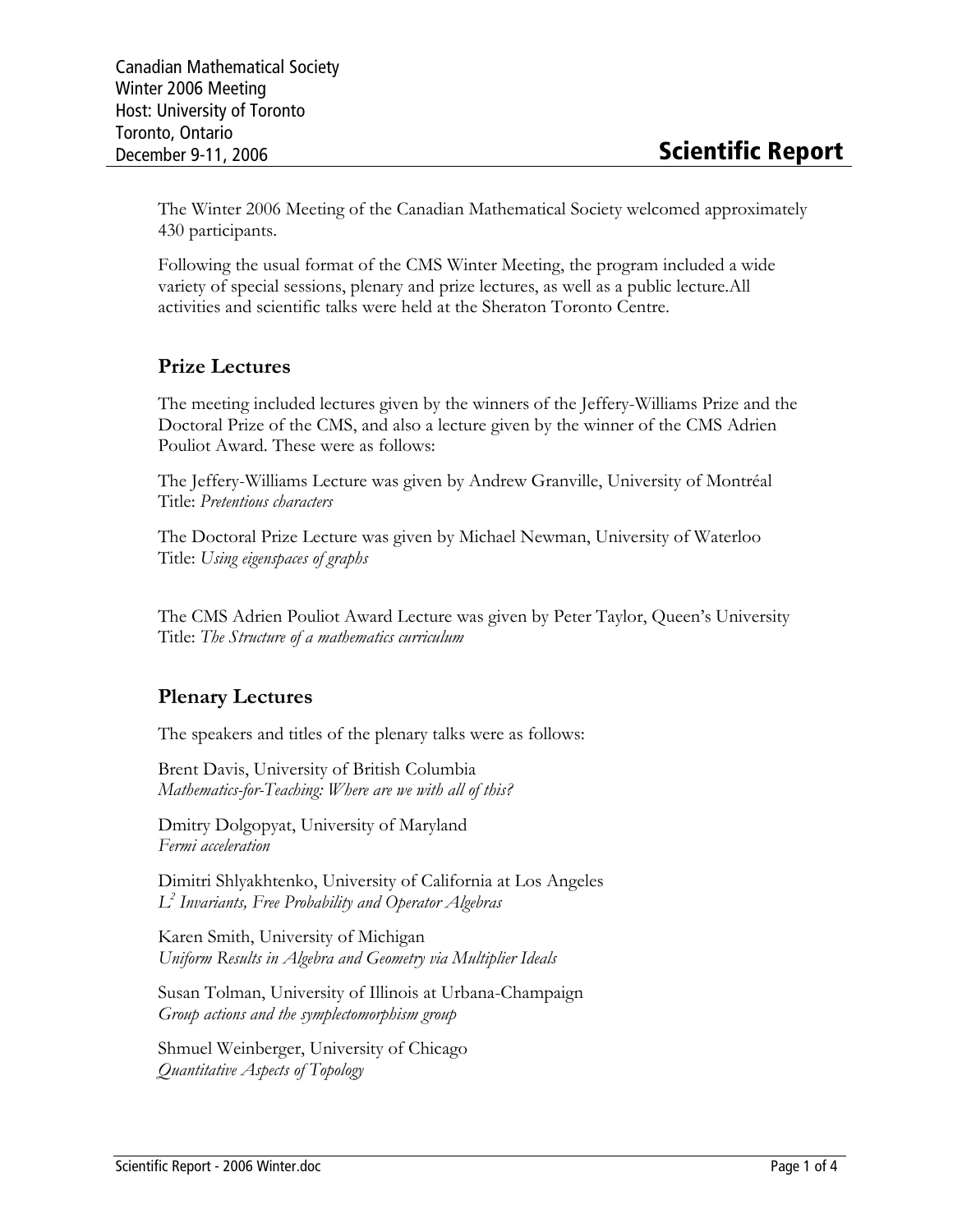Canadian Mathematical Society
Winter 2006 Meeting
Host: University of Toronto
Toronto, Ontario
December 9-11, 2006

# Scientific Report

The Winter 2006 Meeting of the Canadian Mathematical Society welcomed approximately 430 participants.

Following the usual format of the CMS Winter Meeting, the program included a wide variety of special sessions, plenary and prize lectures, as well as a public lecture.All activities and scientific talks were held at the Sheraton Toronto Centre.

## Prize Lectures

The meeting included lectures given by the winners of the Jeffery-Williams Prize and the Doctoral Prize of the CMS, and also a lecture given by the winner of the CMS Adrien Pouliot Award. These were as follows:

The Jeffery-Williams Lecture was given by Andrew Granville, University of Montréal
Title: *Pretentious characters*

The Doctoral Prize Lecture was given by Michael Newman, University of Waterloo
Title: *Using eigenspaces of graphs*

The CMS Adrien Pouliot Award Lecture was given by Peter Taylor, Queen's University
Title: *The Structure of a mathematics curriculum*

## Plenary Lectures

The speakers and titles of the plenary talks were as follows:

Brent Davis, University of British Columbia
*Mathematics-for-Teaching: Where are we with all of this?*

Dmitry Dolgopyat, University of Maryland
*Fermi acceleration*

Dimitri Shlyakhtenko, University of California at Los Angeles
*$L^2$ Invariants, Free Probability and Operator Algebras*

Karen Smith, University of Michigan
*Uniform Results in Algebra and Geometry via Multiplier Ideals*

Susan Tolman, University of Illinois at Urbana-Champaign
*Group actions and the symplectomorphism group*

Shmuel Weinberger, University of Chicago
*Quantitative Aspects of Topology*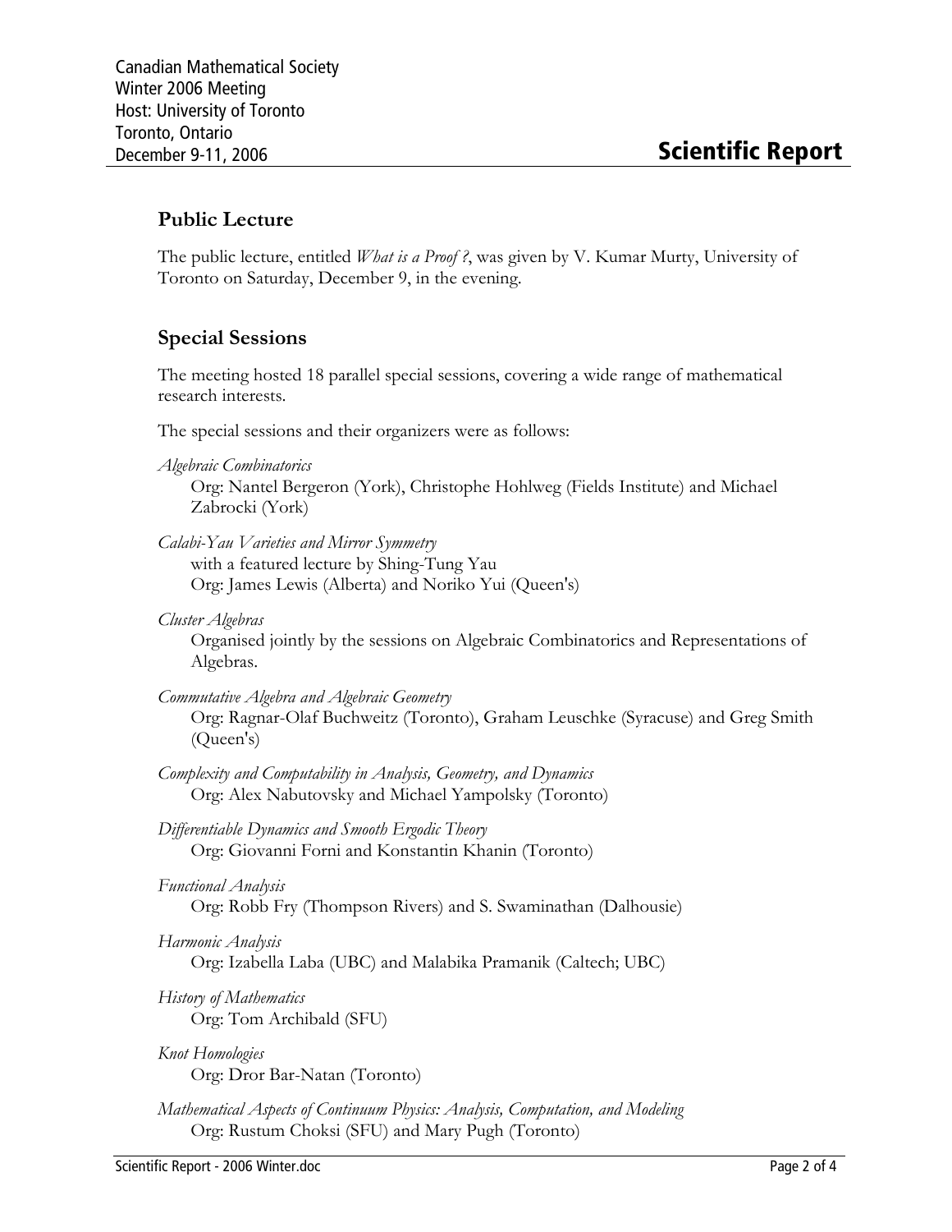## Public Lecture

The public lecture, entitled *What is a Proof ?*, was given by V. Kumar Murty, University of Toronto on Saturday, December 9, in the evening.

## Special Sessions

The meeting hosted 18 parallel special sessions, covering a wide range of mathematical research interests.

The special sessions and their organizers were as follows:

*Algebraic Combinatorics*
Org: Nantel Bergeron (York), Christophe Hohlweg (Fields Institute) and Michael Zabrocki (York)

*Calabi-Yau Varieties and Mirror Symmetry*
with a featured lecture by Shing-Tung Yau
Org: James Lewis (Alberta) and Noriko Yui (Queen's)

*Cluster Algebras*
Organised jointly by the sessions on Algebraic Combinatorics and Representations of Algebras.

*Commutative Algebra and Algebraic Geometry*
Org: Ragnar-Olaf Buchweitz (Toronto), Graham Leuschke (Syracuse) and Greg Smith (Queen's)

*Complexity and Computability in Analysis, Geometry, and Dynamics*
Org: Alex Nabutovsky and Michael Yampolsky (Toronto)

*Differentiable Dynamics and Smooth Ergodic Theory*
Org: Giovanni Forni and Konstantin Khanin (Toronto)

*Functional Analysis*
Org: Robb Fry (Thompson Rivers) and S. Swaminathan (Dalhousie)

*Harmonic Analysis*
Org: Izabella Laba (UBC) and Malabika Pramanik (Caltech; UBC)

*History of Mathematics*
Org: Tom Archibald (SFU)

*Knot Homologies*
Org: Dror Bar-Natan (Toronto)

*Mathematical Aspects of Continuum Physics: Analysis, Computation, and Modeling*
Org: Rustum Choksi (SFU) and Mary Pugh (Toronto)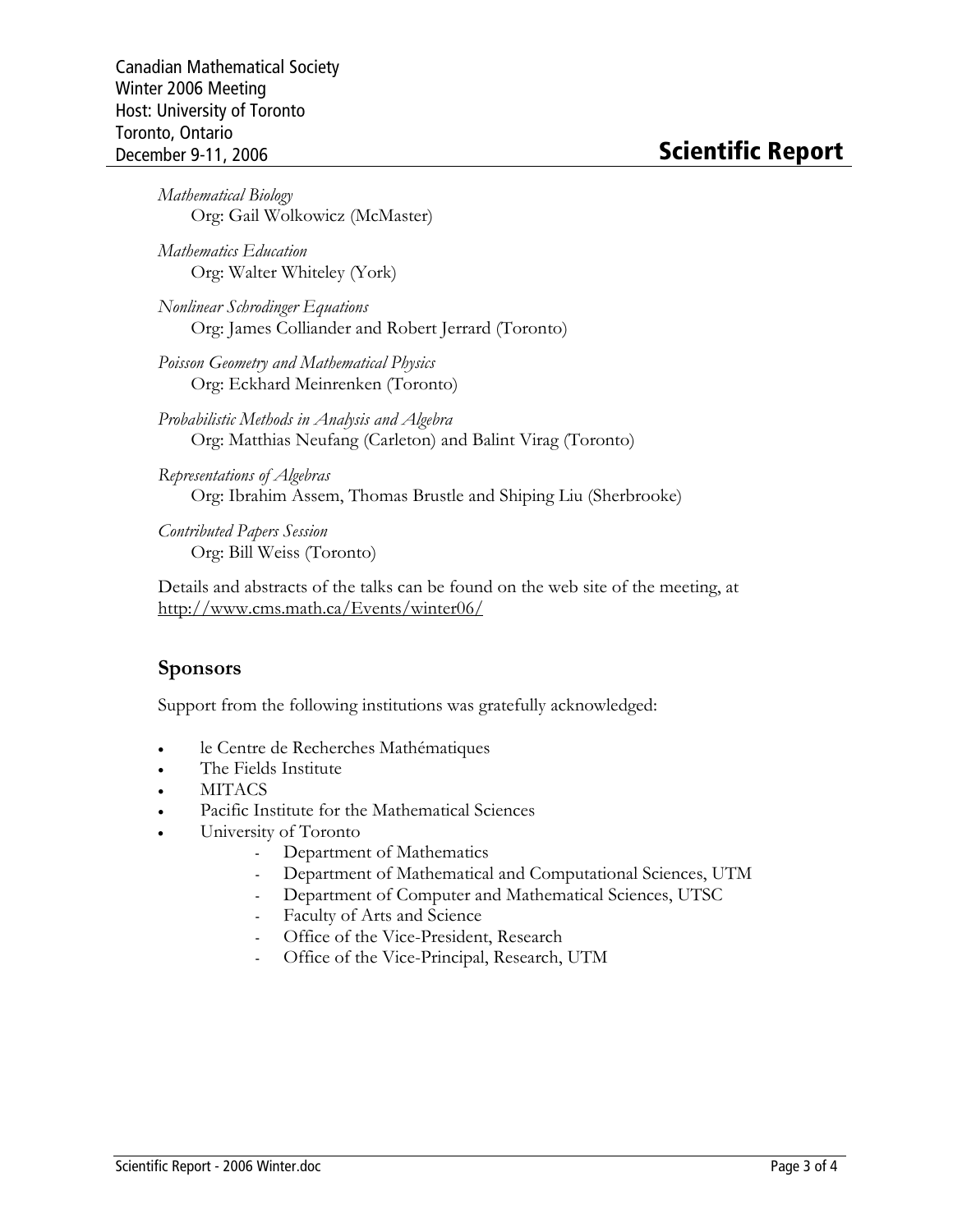*Mathematical Biology*
Org: Gail Wolkowicz (McMaster)

*Mathematics Education*
Org: Walter Whiteley (York)

*Nonlinear Schrodinger Equations*
Org: James Colliander and Robert Jerrard (Toronto)

*Poisson Geometry and Mathematical Physics*
Org: Eckhard Meinrenken (Toronto)

*Probabilistic Methods in Analysis and Algebra*
Org: Matthias Neufang (Carleton) and Balint Virag (Toronto)

*Representations of Algebras*
Org: Ibrahim Assem, Thomas Brustle and Shiping Liu (Sherbrooke)

*Contributed Papers Session*
Org: Bill Weiss (Toronto)

Details and abstracts of the talks can be found on the web site of the meeting, at http://www.cms.math.ca/Events/winter06/

## Sponsors

Support from the following institutions was gratefully acknowledged:

- le Centre de Recherches Mathématiques
- The Fields Institute
- MITACS
- Pacific Institute for the Mathematical Sciences
- University of Toronto
    - Department of Mathematics
    - Department of Mathematical and Computational Sciences, UTM
    - Department of Computer and Mathematical Sciences, UTSC
    - Faculty of Arts and Science
    - Office of the Vice-President, Research
    - Office of the Vice-Principal, Research, UTM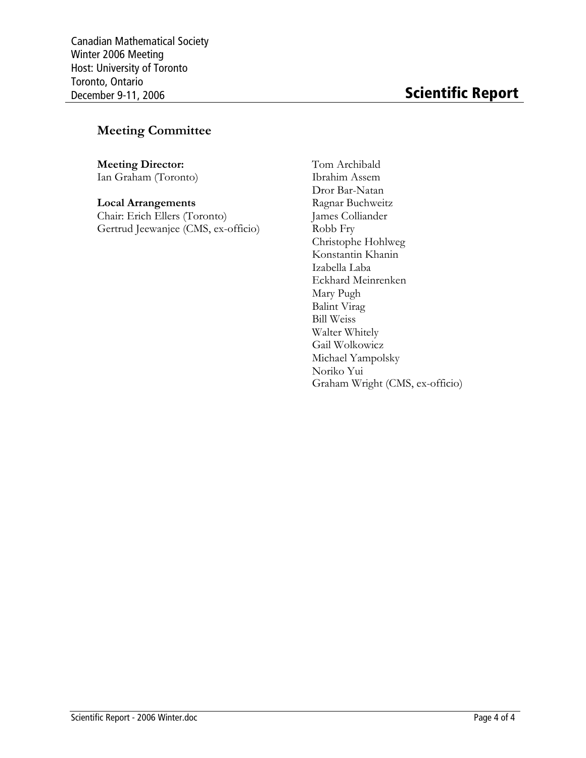## Meeting Committee

**Meeting Director:**
Ian Graham (Toronto)

**Local Arrangements**
Chair: Erich Ellers (Toronto)
Gertrud Jeewanjee (CMS, ex-officio)

Tom Archibald
Ibrahim Assem
Dror Bar-Natan
Ragnar Buchweitz
James Colliander
Robb Fry
Christophe Hohlweg
Konstantin Khanin
Izabella Laba
Eckhard Meinrenken
Mary Pugh
Balint Virag
Bill Weiss
Walter Whitely
Gail Wolkowicz
Michael Yampolsky
Noriko Yui
Graham Wright (CMS, ex-officio)